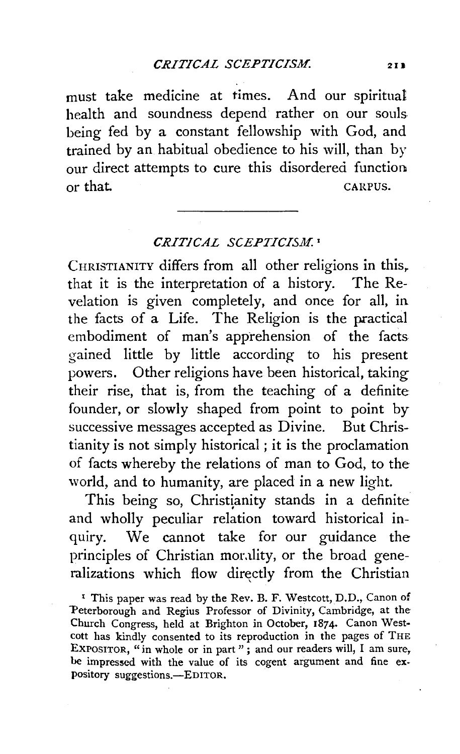must take medicine at times. And our spiritual health and soundness depend rather on our souls being fed by a constant fellowship with God, and trained by an habitual obedience to his will, than by our direct attempts to cure this disordered function or that.

CARPUS.

---

## *CRITICAL SCEPTICISM.*[1]

CHRISTIANITY differs from all other religions in this, that it is the interpretation of a history. The Revelation is given completely, and once for all, in the facts of a Life. The Religion is the practical embodiment of man's apprehension of the facts gained little by little according to his present powers. Other religions have been historical, taking their rise, that is, from the teaching of a definite founder, or slowly shaped from point to point by successive messages accepted as Divine. But Christianity is not simply historical; it is the proclamation of facts whereby the relations of man to God, to the world, and to humanity, are placed in a new light.

This being so, Christianity stands in a definite and wholly peculiar relation toward historical inquiry. We cannot take for our guidance the principles of Christian morality, or the broad generalizations which flow directly from the Christian

[1] This paper was read by the Rev. B. F. Westcott, D.D., Canon of Peterborough and Regius Professor of Divinity, Cambridge, at the Church Congress, held at Brighton in October, 1874. Canon Westcott has kindly consented to its reproduction in the pages of THE EXPOSITOR, "in whole or in part"; and our readers will, I am sure, be impressed with the value of its cogent argument and fine expository suggestions.—EDITOR.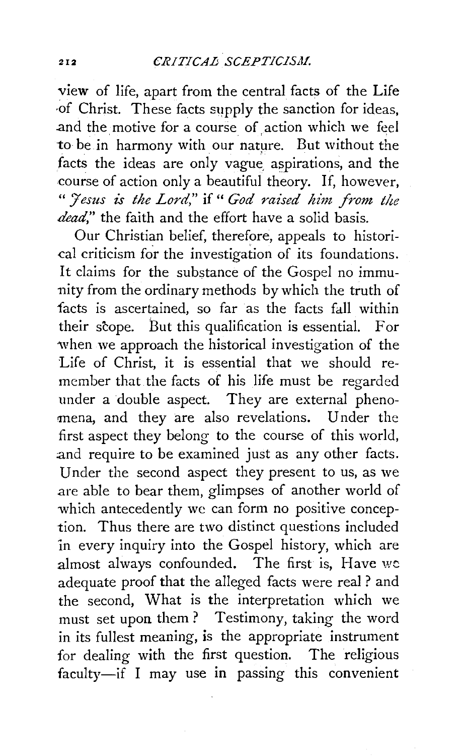view of life, apart from the central facts of the Life of Christ. These facts supply the sanction for ideas, and the motive for a course of action which we feel to be in harmony with our nature. But without the facts the ideas are only vague aspirations, and the course of action only a beautiful theory. If, however, "*Jesus is the Lord*," if "*God raised him from the dead*," the faith and the effort have a solid basis.

Our Christian belief, therefore, appeals to historical criticism for the investigation of its foundations. It claims for the substance of the Gospel no immunity from the ordinary methods by which the truth of facts is ascertained, so far as the facts fall within their scope. But this qualification is essential. For when we approach the historical investigation of the Life of Christ, it is essential that we should remember that the facts of his life must be regarded under a double aspect. They are external phenomena, and they are also revelations. Under the first aspect they belong to the course of this world, and require to be examined just as any other facts. Under the second aspect they present to us, as we are able to bear them, glimpses of another world of which antecedently we can form no positive conception. Thus there are two distinct questions included in every inquiry into the Gospel history, which are almost always confounded. The first is, Have we adequate proof that the alleged facts were real? and the second, What is the interpretation which we must set upon them? Testimony, taking the word in its fullest meaning, is the appropriate instrument for dealing with the first question. The religious faculty—if I may use in passing this convenient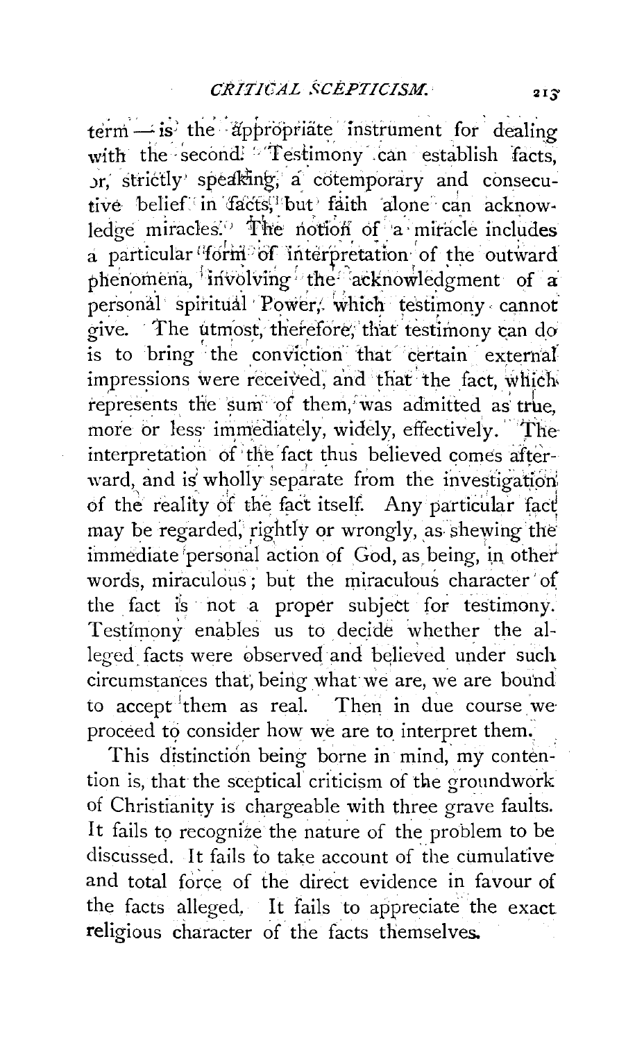term — is the appropriate instrument for dealing with the second. Testimony can establish facts, or, strictly speaking, a cotemporary and consecutive belief in facts, but faith alone can acknowledge miracles. The notion of a miracle includes a particular form of interpretation of the outward phenomena, involving the acknowledgment of a personal spiritual Power, which testimony cannot give. The utmost, therefore, that testimony can do is to bring the conviction that certain external impressions were received, and that the fact, which represents the sum of them, was admitted as true, more or less immediately, widely, effectively. The interpretation of the fact thus believed comes afterward, and is wholly separate from the investigation of the reality of the fact itself. Any particular fact may be regarded, rightly or wrongly, as shewing the immediate personal action of God, as being, in other words, miraculous; but the miraculous character of the fact is not a proper subject for testimony. Testimony enables us to decide whether the alleged facts were observed and believed under such circumstances that, being what we are, we are bound to accept them as real. Then in due course we proceed to consider how we are to interpret them.

This distinction being borne in mind, my contention is, that the sceptical criticism of the groundwork of Christianity is chargeable with three grave faults. It fails to recognize the nature of the problem to be discussed. It fails to take account of the cumulative and total force of the direct evidence in favour of the facts alleged. It fails to appreciate the exact religious character of the facts themselves.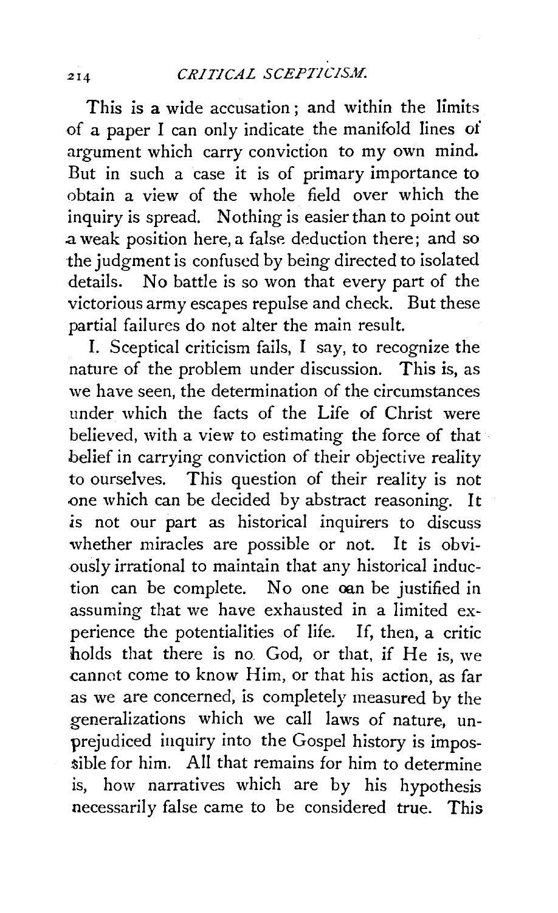This is a wide accusation; and within the limits of a paper I can only indicate the manifold lines of argument which carry conviction to my own mind. But in such a case it is of primary importance to obtain a view of the whole field over which the inquiry is spread. Nothing is easier than to point out a weak position here, a false deduction there; and so the judgment is confused by being directed to isolated details. No battle is so won that every part of the victorious army escapes repulse and check. But these partial failures do not alter the main result.

I. Sceptical criticism fails, I say, to recognize the nature of the problem under discussion. This is, as we have seen, the determination of the circumstances under which the facts of the Life of Christ were believed, with a view to estimating the force of that belief in carrying conviction of their objective reality to ourselves. This question of their reality is not one which can be decided by abstract reasoning. It is not our part as historical inquirers to discuss whether miracles are possible or not. It is obviously irrational to maintain that any historical induction can be complete. No one can be justified in assuming that we have exhausted in a limited experience the potentialities of life. If, then, a critic holds that there is no God, or that, if He is, we cannot come to know Him, or that his action, as far as we are concerned, is completely measured by the generalizations which we call laws of nature, unprejudiced inquiry into the Gospel history is impossible for him. All that remains for him to determine is, how narratives which are by his hypothesis necessarily false came to be considered true. This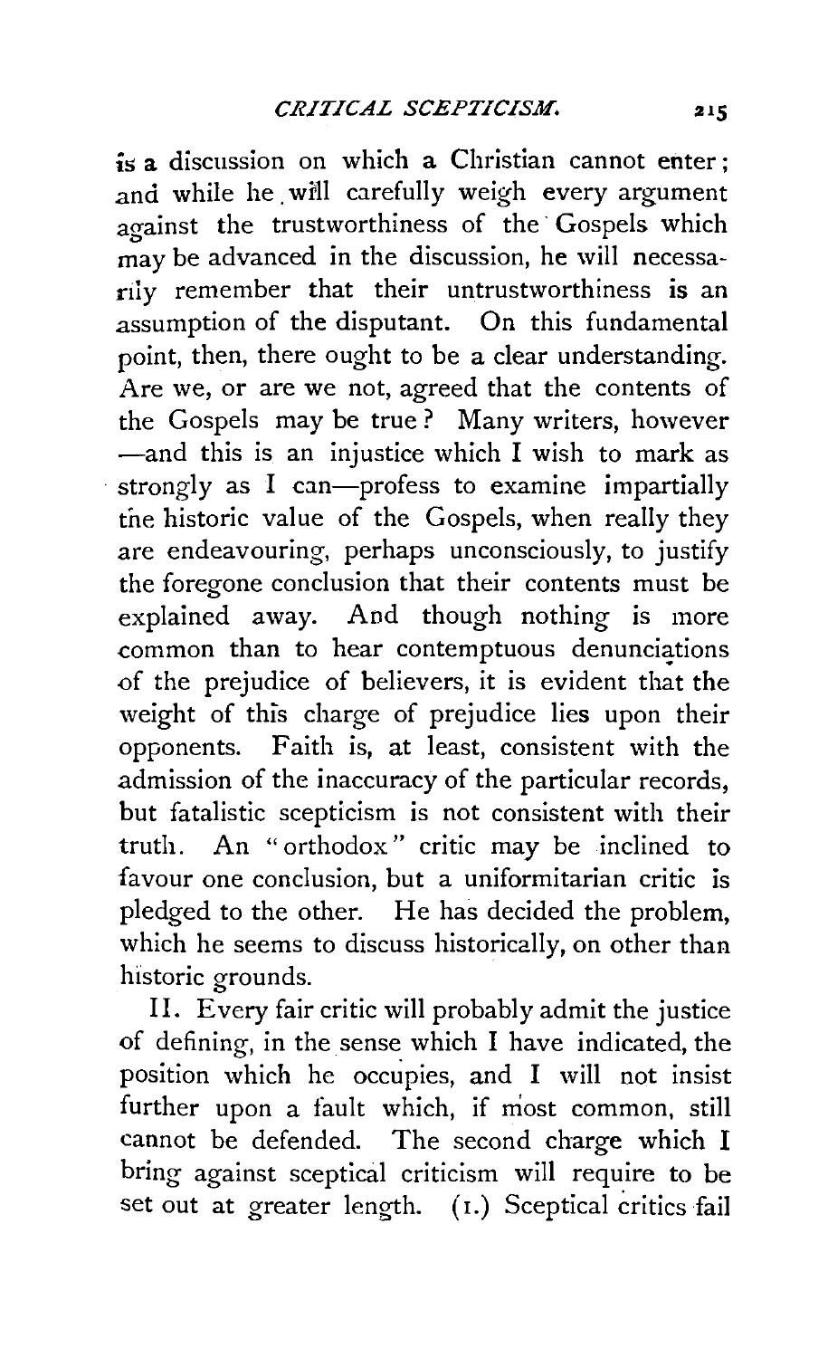is a discussion on which a Christian cannot enter; and while he will carefully weigh every argument against the trustworthiness of the Gospels which may be advanced in the discussion, he will necessarily remember that their untrustworthiness is an assumption of the disputant. On this fundamental point, then, there ought to be a clear understanding. Are we, or are we not, agreed that the contents of the Gospels may be true? Many writers, however —and this is an injustice which I wish to mark as strongly as I can—profess to examine impartially the historic value of the Gospels, when really they are endeavouring, perhaps unconsciously, to justify the foregone conclusion that their contents must be explained away. And though nothing is more common than to hear contemptuous denunciations of the prejudice of believers, it is evident that the weight of this charge of prejudice lies upon their opponents. Faith is, at least, consistent with the admission of the inaccuracy of the particular records, but fatalistic scepticism is not consistent with their truth. An "orthodox" critic may be inclined to favour one conclusion, but a uniformitarian critic is pledged to the other. He has decided the problem, which he seems to discuss historically, on other than historic grounds.

II. Every fair critic will probably admit the justice of defining, in the sense which I have indicated, the position which he occupies, and I will not insist further upon a fault which, if most common, still cannot be defended. The second charge which I bring against sceptical criticism will require to be set out at greater length. (1.) Sceptical critics fail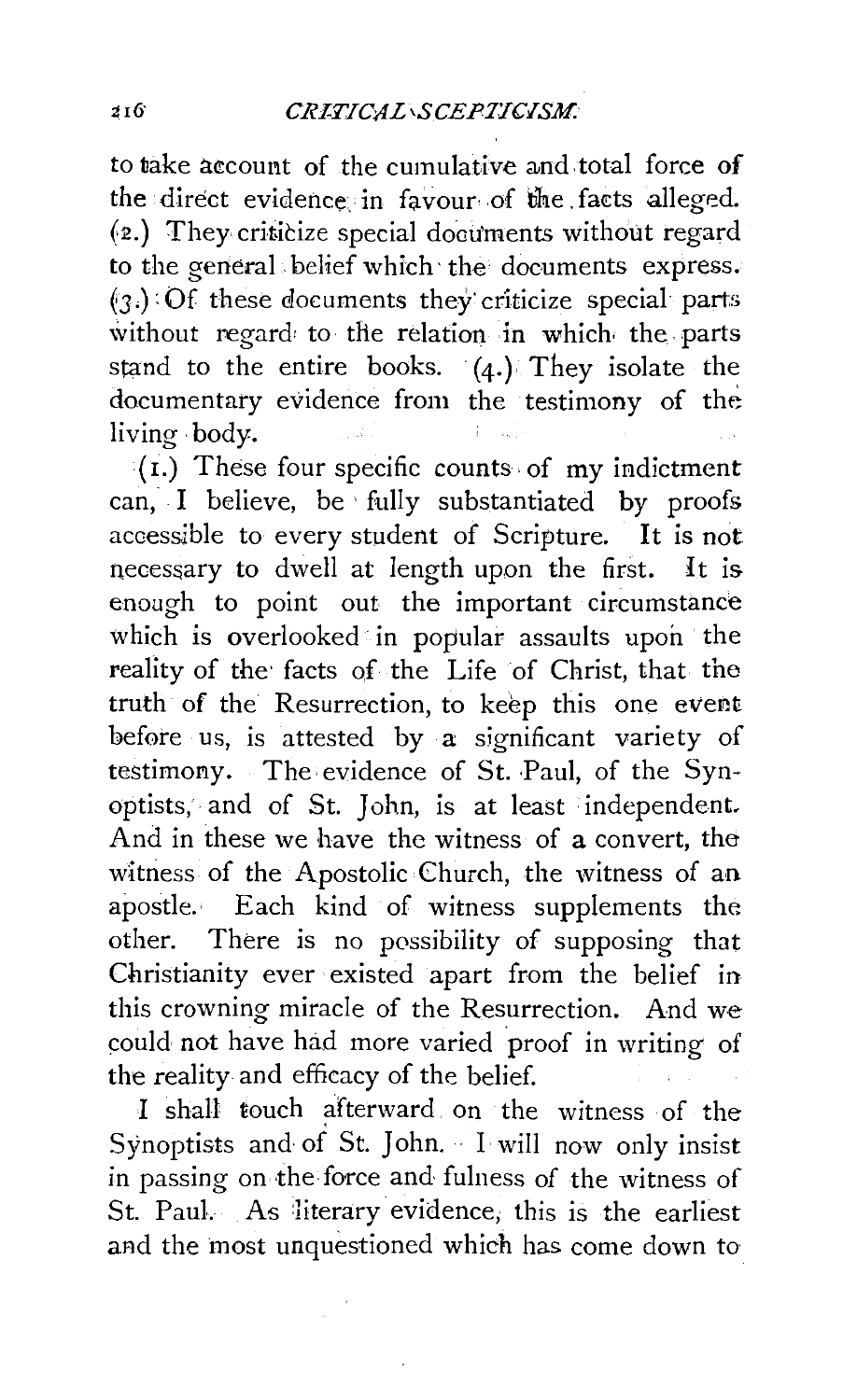to take account of the cumulative and total force of the direct evidence in favour of the facts alleged. (2.) They criticize special documents without regard to the general belief which the documents express. (3.) Of these documents they criticize special parts without regard to the relation in which the parts stand to the entire books. (4.) They isolate the documentary evidence from the testimony of the living body.

(1.) These four specific counts of my indictment can, I believe, be fully substantiated by proofs accessible to every student of Scripture. It is not necessary to dwell at length upon the first. It is enough to point out the important circumstance which is overlooked in popular assaults upon the reality of the facts of the Life of Christ, that the truth of the Resurrection, to keep this one event before us, is attested by a significant variety of testimony. The evidence of St. Paul, of the Synoptists, and of St. John, is at least independent. And in these we have the witness of a convert, the witness of the Apostolic Church, the witness of an apostle. Each kind of witness supplements the other. There is no possibility of supposing that Christianity ever existed apart from the belief in this crowning miracle of the Resurrection. And we could not have had more varied proof in writing of the reality and efficacy of the belief.

I shall touch afterward on the witness of the Synoptists and of St. John. I will now only insist in passing on the force and fulness of the witness of St. Paul. As literary evidence, this is the earliest and the most unquestioned which has come down to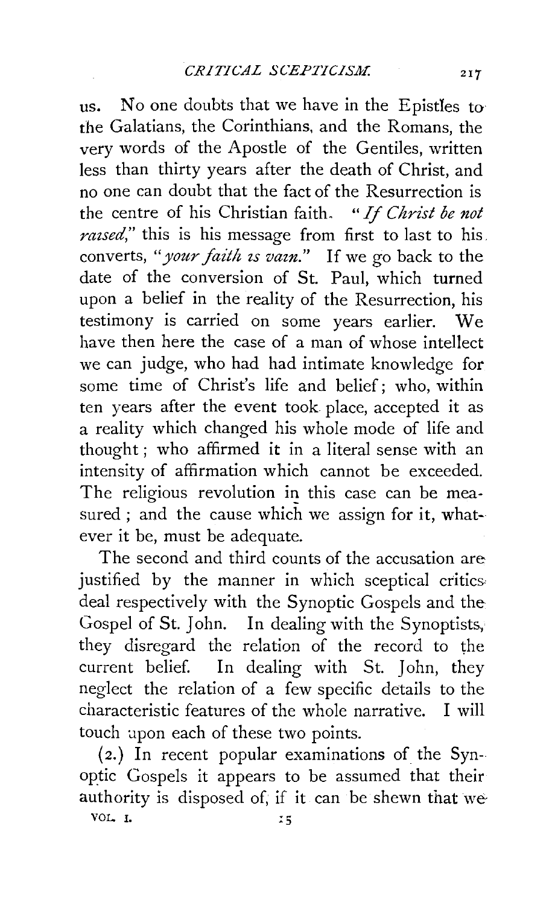us. No one doubts that we have in the Epistles to the Galatians, the Corinthians, and the Romans, the very words of the Apostle of the Gentiles, written less than thirty years after the death of Christ, and no one can doubt that the fact of the Resurrection is the centre of his Christian faith. "*If Christ be not raised*," this is his message from first to last to his converts, "*your faith is vain*." If we go back to the date of the conversion of St. Paul, which turned upon a belief in the reality of the Resurrection, his testimony is carried on some years earlier. We have then here the case of a man of whose intellect we can judge, who had had intimate knowledge for some time of Christ's life and belief; who, within ten years after the event took place, accepted it as a reality which changed his whole mode of life and thought; who affirmed it in a literal sense with an intensity of affirmation which cannot be exceeded. The religious revolution in this case can be measured; and the cause which we assign for it, whatever it be, must be adequate.

The second and third counts of the accusation are justified by the manner in which sceptical critics deal respectively with the Synoptic Gospels and the Gospel of St. John. In dealing with the Synoptists, they disregard the relation of the record to the current belief. In dealing with St. John, they neglect the relation of a few specific details to the characteristic features of the whole narrative. I will touch upon each of these two points.

(2.) In recent popular examinations of the Synoptic Gospels it appears to be assumed that their authority is disposed of, if it can be shewn that we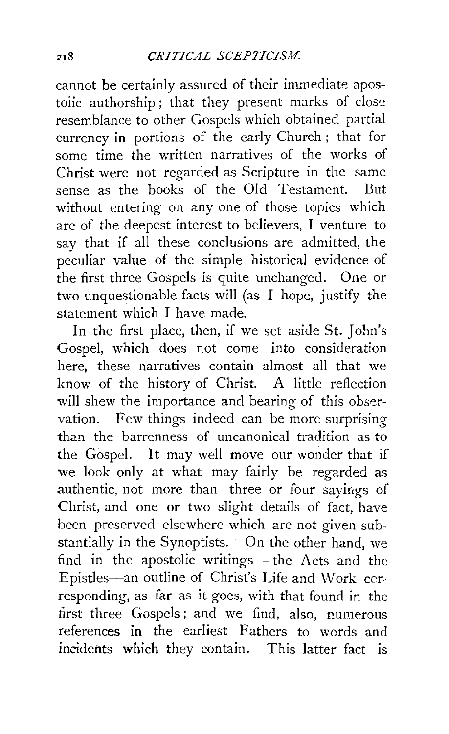cannot be certainly assured of their immediate apostolic authorship; that they present marks of close resemblance to other Gospels which obtained partial currency in portions of the early Church; that for some time the written narratives of the works of Christ were not regarded as Scripture in the same sense as the books of the Old Testament. But without entering on any one of those topics which are of the deepest interest to believers, I venture to say that if all these conclusions are admitted, the peculiar value of the simple historical evidence of the first three Gospels is quite unchanged. One or two unquestionable facts will (as I hope, justify the statement which I have made.

In the first place, then, if we set aside St. John's Gospel, which does not come into consideration here, these narratives contain almost all that we know of the history of Christ. A little reflection will shew the importance and bearing of this observation. Few things indeed can be more surprising than the barrenness of uncanonical tradition as to the Gospel. It may well move our wonder that if we look only at what may fairly be regarded as authentic, not more than three or four sayings of Christ, and one or two slight details of fact, have been preserved elsewhere which are not given substantially in the Synoptists. On the other hand, we find in the apostolic writings—the Acts and the Epistles—an outline of Christ's Life and Work corresponding, as far as it goes, with that found in the first three Gospels; and we find, also, numerous references in the earliest Fathers to words and incidents which they contain. This latter fact is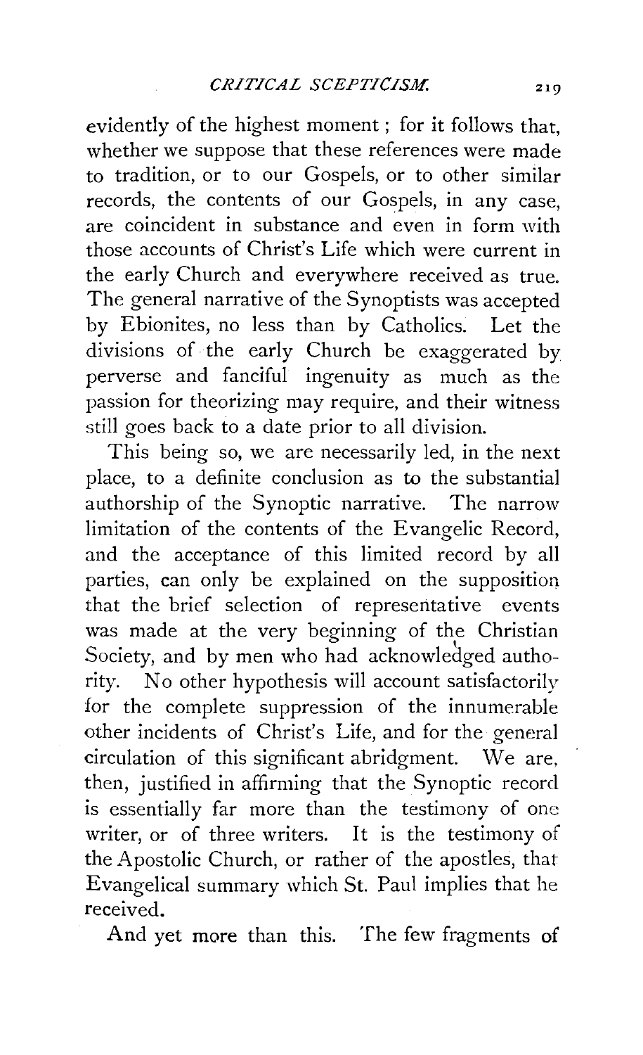evidently of the highest moment; for it follows that, whether we suppose that these references were made to tradition, or to our Gospels, or to other similar records, the contents of our Gospels, in any case, are coincident in substance and even in form with those accounts of Christ's Life which were current in the early Church and everywhere received as true. The general narrative of the Synoptists was accepted by Ebionites, no less than by Catholics. Let the divisions of the early Church be exaggerated by perverse and fanciful ingenuity as much as the passion for theorizing may require, and their witness still goes back to a date prior to all division.

This being so, we are necessarily led, in the next place, to a definite conclusion as to the substantial authorship of the Synoptic narrative. The narrow limitation of the contents of the Evangelic Record, and the acceptance of this limited record by all parties, can only be explained on the supposition that the brief selection of representative events was made at the very beginning of the Christian Society, and by men who had acknowledged authority. No other hypothesis will account satisfactorily for the complete suppression of the innumerable other incidents of Christ's Life, and for the general circulation of this significant abridgment. We are, then, justified in affirming that the Synoptic record is essentially far more than the testimony of one writer, or of three writers. It is the testimony of the Apostolic Church, or rather of the apostles, that Evangelical summary which St. Paul implies that he received.

And yet more than this. The few fragments of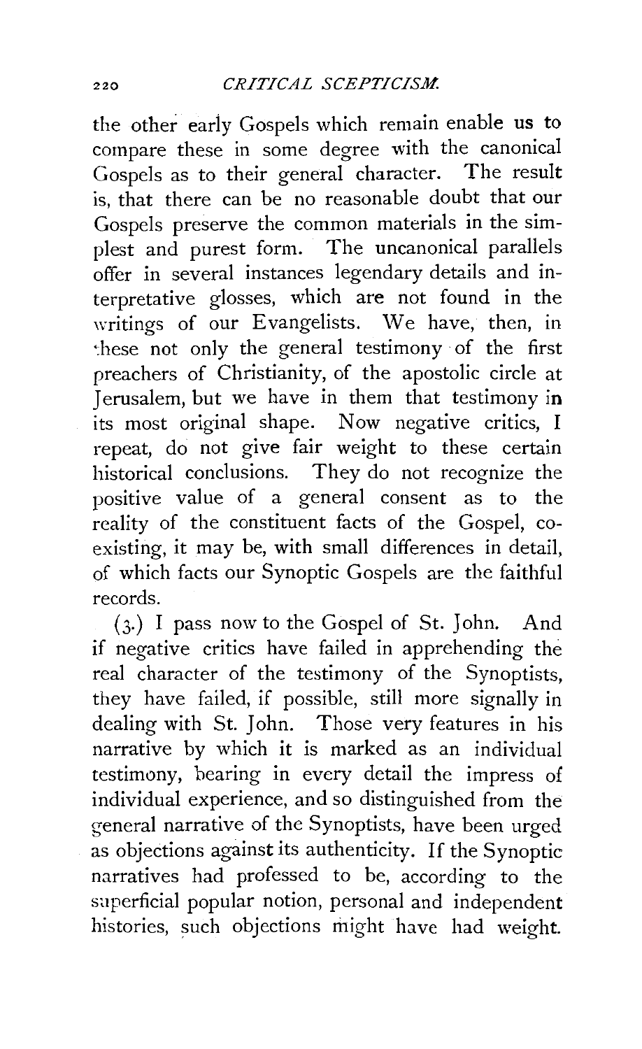the other early Gospels which remain enable us to compare these in some degree with the canonical Gospels as to their general character. The result is, that there can be no reasonable doubt that our Gospels preserve the common materials in the simplest and purest form. The uncanonical parallels offer in several instances legendary details and interpretative glosses, which are not found in the writings of our Evangelists. We have, then, in these not only the general testimony of the first preachers of Christianity, of the apostolic circle at Jerusalem, but we have in them that testimony in its most original shape. Now negative critics, I repeat, do not give fair weight to these certain historical conclusions. They do not recognize the positive value of a general consent as to the reality of the constituent facts of the Gospel, co-existing, it may be, with small differences in detail, of which facts our Synoptic Gospels are the faithful records.

(3.) I pass now to the Gospel of St. John. And if negative critics have failed in apprehending the real character of the testimony of the Synoptists, they have failed, if possible, still more signally in dealing with St. John. Those very features in his narrative by which it is marked as an individual testimony, bearing in every detail the impress of individual experience, and so distinguished from the general narrative of the Synoptists, have been urged as objections against its authenticity. If the Synoptic narratives had professed to be, according to the superficial popular notion, personal and independent histories, such objections might have had weight.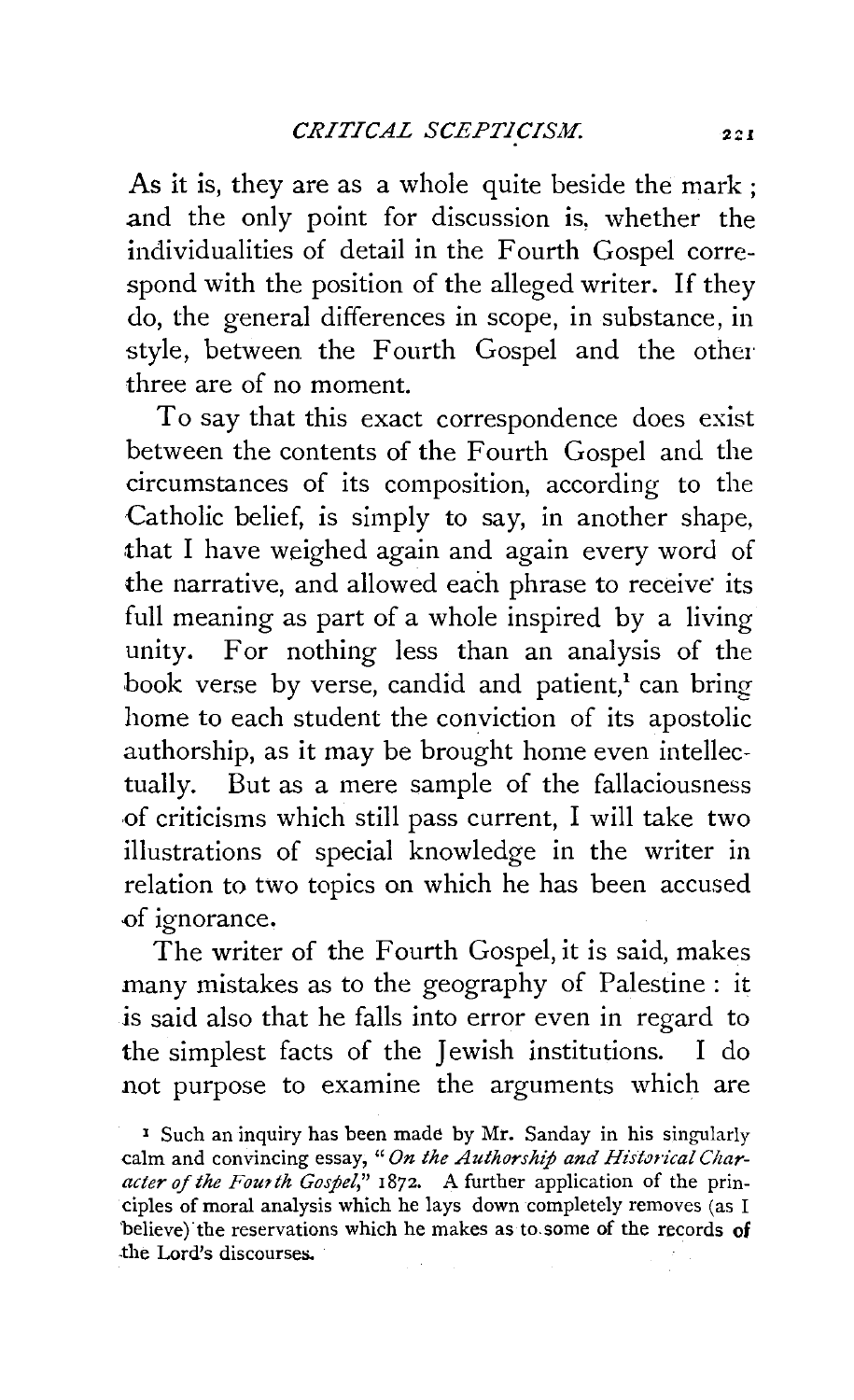As it is, they are as a whole quite beside the mark; and the only point for discussion is, whether the individualities of detail in the Fourth Gospel correspond with the position of the alleged writer. If they do, the general differences in scope, in substance, in style, between the Fourth Gospel and the other three are of no moment.

To say that this exact correspondence does exist between the contents of the Fourth Gospel and the circumstances of its composition, according to the Catholic belief, is simply to say, in another shape, that I have weighed again and again every word of the narrative, and allowed each phrase to receive its full meaning as part of a whole inspired by a living unity. For nothing less than an analysis of the book verse by verse, candid and patient,[1] can bring home to each student the conviction of its apostolic authorship, as it may be brought home even intellectually. But as a mere sample of the fallaciousness of criticisms which still pass current, I will take two illustrations of special knowledge in the writer in relation to two topics on which he has been accused of ignorance.

The writer of the Fourth Gospel, it is said, makes many mistakes as to the geography of Palestine: it is said also that he falls into error even in regard to the simplest facts of the Jewish institutions. I do not purpose to examine the arguments which are

[1] Such an inquiry has been made by Mr. Sanday in his singularly calm and convincing essay, "*On the Authorship and Historical Character of the Fourth Gospel*," 1872. A further application of the principles of moral analysis which he lays down completely removes (as I believe) the reservations which he makes as to some of the records of the Lord's discourses.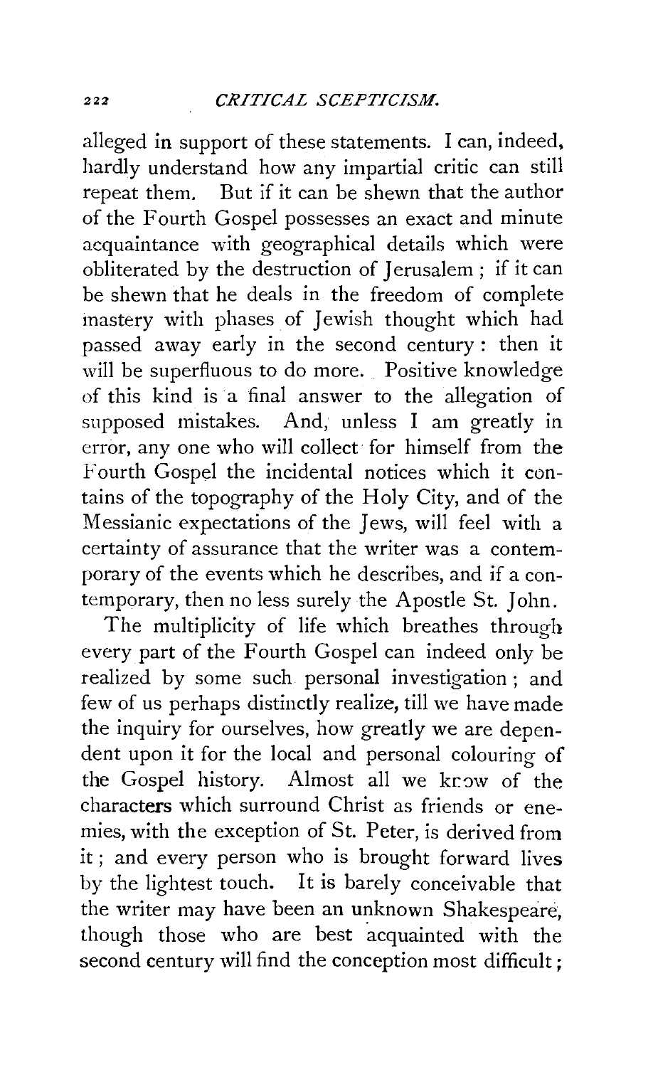alleged in support of these statements. I can, indeed, hardly understand how any impartial critic can still repeat them. But if it can be shewn that the author of the Fourth Gospel possesses an exact and minute acquaintance with geographical details which were obliterated by the destruction of Jerusalem; if it can be shewn that he deals in the freedom of complete mastery with phases of Jewish thought which had passed away early in the second century: then it will be superfluous to do more. Positive knowledge of this kind is a final answer to the allegation of supposed mistakes. And, unless I am greatly in error, any one who will collect for himself from the Fourth Gospel the incidental notices which it contains of the topography of the Holy City, and of the Messianic expectations of the Jews, will feel with a certainty of assurance that the writer was a contemporary of the events which he describes, and if a contemporary, then no less surely the Apostle St. John.

The multiplicity of life which breathes through every part of the Fourth Gospel can indeed only be realized by some such personal investigation; and few of us perhaps distinctly realize, till we have made the inquiry for ourselves, how greatly we are dependent upon it for the local and personal colouring of the Gospel history. Almost all we know of the characters which surround Christ as friends or enemies, with the exception of St. Peter, is derived from it; and every person who is brought forward lives by the lightest touch. It is barely conceivable that the writer may have been an unknown Shakespeare, though those who are best acquainted with the second century will find the conception most difficult;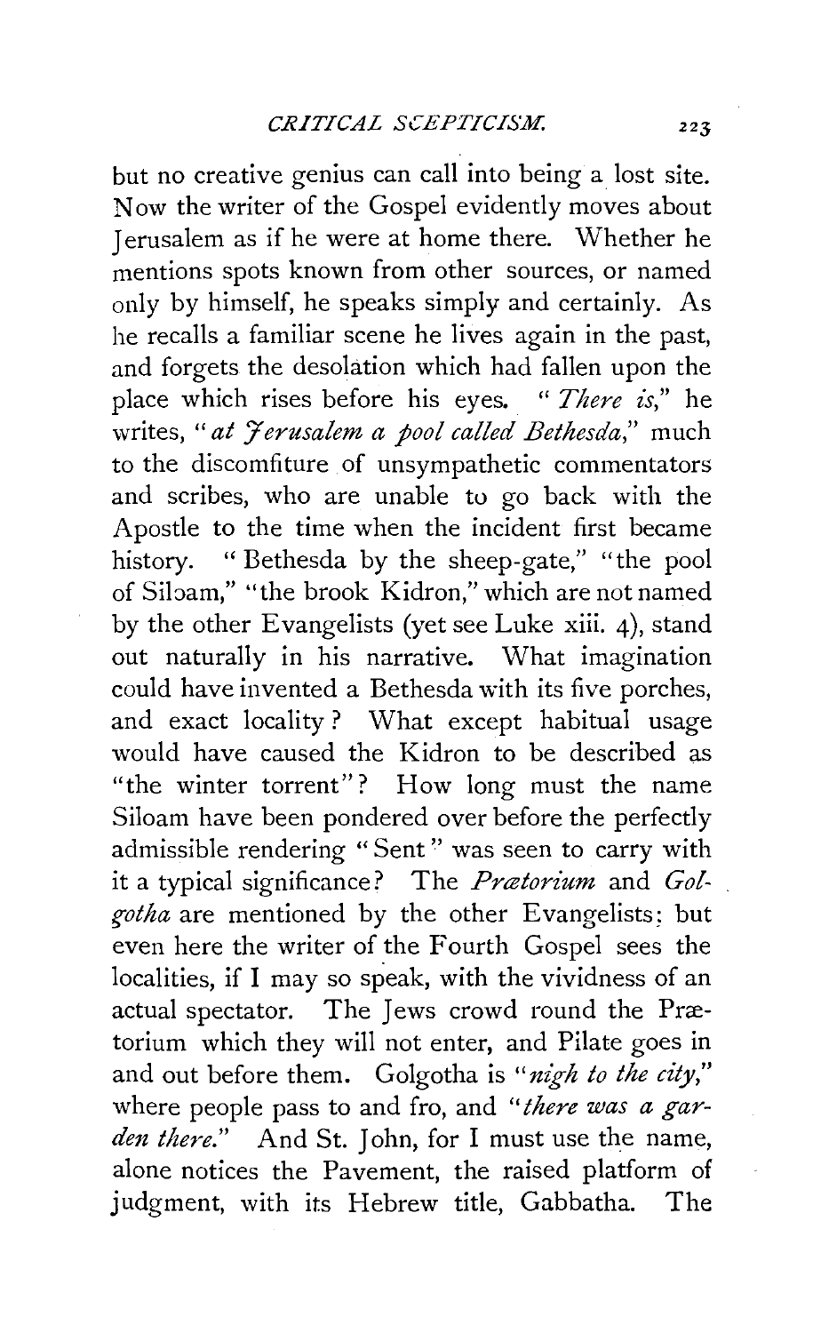but no creative genius can call into being a lost site. Now the writer of the Gospel evidently moves about Jerusalem as if he were at home there. Whether he mentions spots known from other sources, or named only by himself, he speaks simply and certainly. As he recalls a familiar scene he lives again in the past, and forgets the desolation which had fallen upon the place which rises before his eyes. "*There is*," he writes, "*at Jerusalem a pool called Bethesda*," much to the discomfiture of unsympathetic commentators and scribes, who are unable to go back with the Apostle to the time when the incident first became history. "Bethesda by the sheep-gate," "the pool of Siloam," "the brook Kidron," which are not named by the other Evangelists (yet see Luke xiii. 4), stand out naturally in his narrative. What imagination could have invented a Bethesda with its five porches, and exact locality? What except habitual usage would have caused the Kidron to be described as "the winter torrent"? How long must the name Siloam have been pondered over before the perfectly admissible rendering "Sent" was seen to carry with it a typical significance? The *Prætorium* and *Golgotha* are mentioned by the other Evangelists: but even here the writer of the Fourth Gospel sees the localities, if I may so speak, with the vividness of an actual spectator. The Jews crowd round the Prætorium which they will not enter, and Pilate goes in and out before them. Golgotha is "*nigh to the city*," where people pass to and fro, and "*there was a garden there.*" And St. John, for I must use the name, alone notices the Pavement, the raised platform of judgment, with its Hebrew title, Gabbatha. The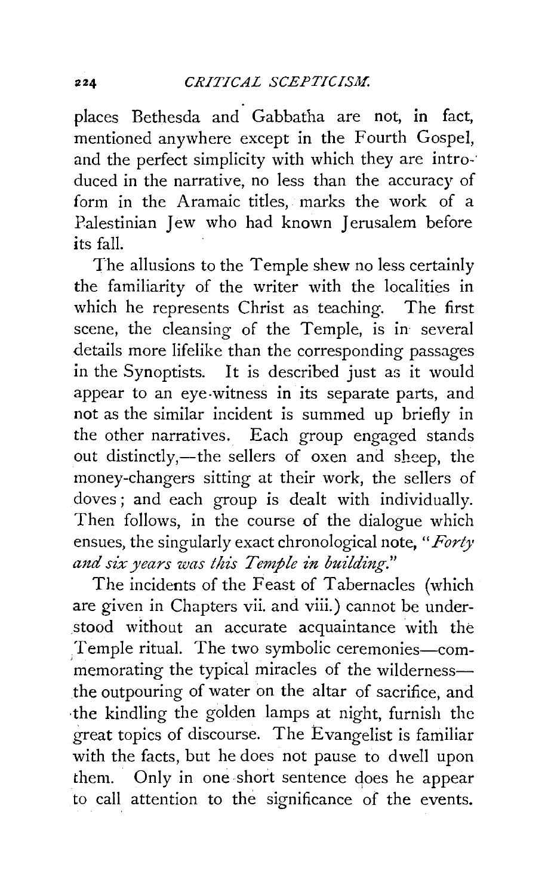places Bethesda and Gabbatha are not, in fact, mentioned anywhere except in the Fourth Gospel, and the perfect simplicity with which they are introduced in the narrative, no less than the accuracy of form in the Aramaic titles, marks the work of a Palestinian Jew who had known Jerusalem before its fall.

The allusions to the Temple shew no less certainly the familiarity of the writer with the localities in which he represents Christ as teaching. The first scene, the cleansing of the Temple, is in several details more lifelike than the corresponding passages in the Synoptists. It is described just as it would appear to an eye-witness in its separate parts, and not as the similar incident is summed up briefly in the other narratives. Each group engaged stands out distinctly,—the sellers of oxen and sheep, the money-changers sitting at their work, the sellers of doves; and each group is dealt with individually. Then follows, in the course of the dialogue which ensues, the singularly exact chronological note, "*Forty and six years was this Temple in building.*"

The incidents of the Feast of Tabernacles (which are given in Chapters vii. and viii.) cannot be understood without an accurate acquaintance with the Temple ritual. The two symbolic ceremonies—commemorating the typical miracles of the wilderness—the outpouring of water on the altar of sacrifice, and the kindling the golden lamps at night, furnish the great topics of discourse. The Evangelist is familiar with the facts, but he does not pause to dwell upon them. Only in one short sentence does he appear to call attention to the significance of the events.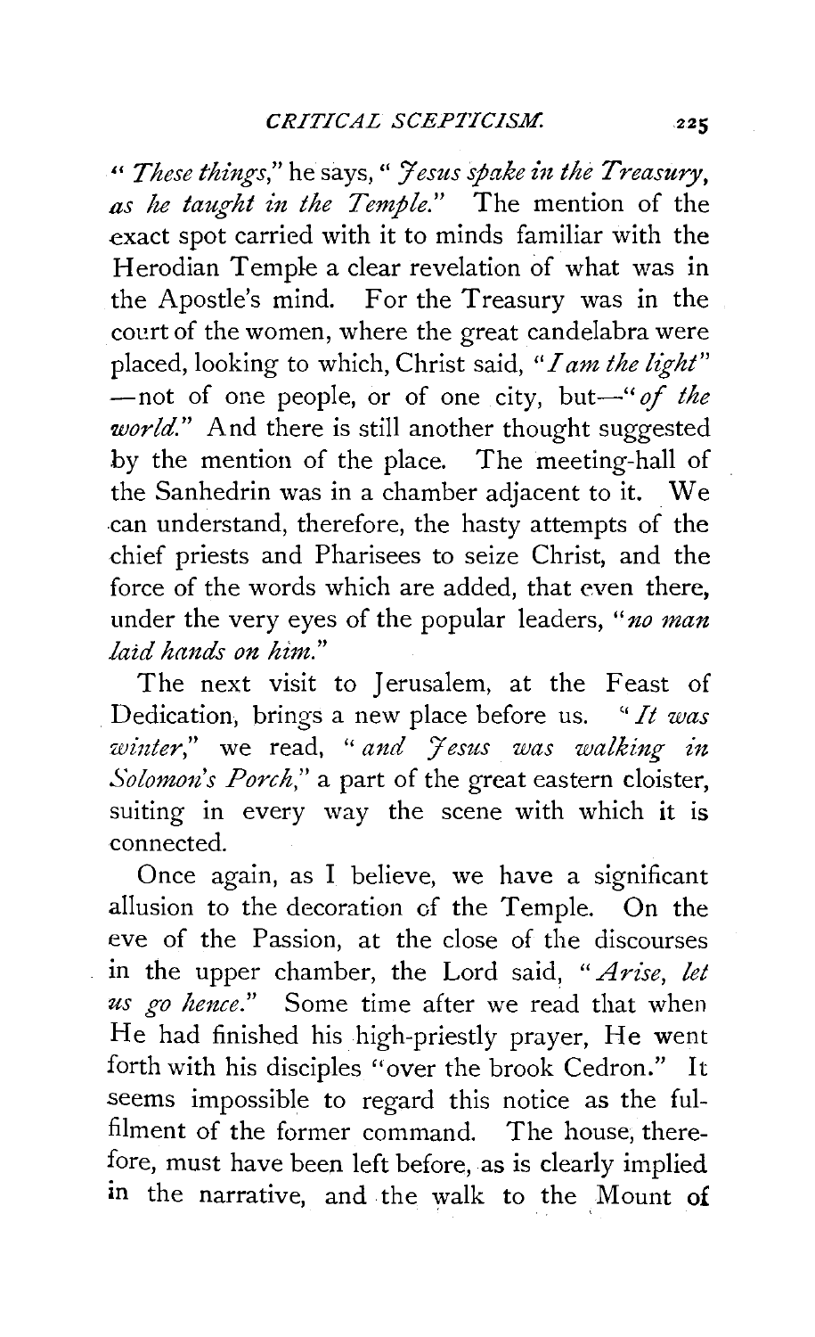"*These things*," he says, "*Jesus spake in the Treasury, as he taught in the Temple.*" The mention of the exact spot carried with it to minds familiar with the Herodian Temple a clear revelation of what was in the Apostle's mind. For the Treasury was in the court of the women, where the great candelabra were placed, looking to which, Christ said, "*I am the light*" —not of one people, or of one city, but—"*of the world.*" And there is still another thought suggested by the mention of the place. The meeting-hall of the Sanhedrin was in a chamber adjacent to it. We can understand, therefore, the hasty attempts of the chief priests and Pharisees to seize Christ, and the force of the words which are added, that even there, under the very eyes of the popular leaders, "*no man laid hands on him.*"

The next visit to Jerusalem, at the Feast of Dedication, brings a new place before us. "*It was winter*," we read, "*and Jesus was walking in Solomon's Porch*," a part of the great eastern cloister, suiting in every way the scene with which it is connected.

Once again, as I believe, we have a significant allusion to the decoration of the Temple. On the eve of the Passion, at the close of the discourses in the upper chamber, the Lord said, "*Arise, let us go hence.*" Some time after we read that when He had finished his high-priestly prayer, He went forth with his disciples "over the brook Cedron." It seems impossible to regard this notice as the fulfilment of the former command. The house, therefore, must have been left before, as is clearly implied in the narrative, and the walk to the Mount of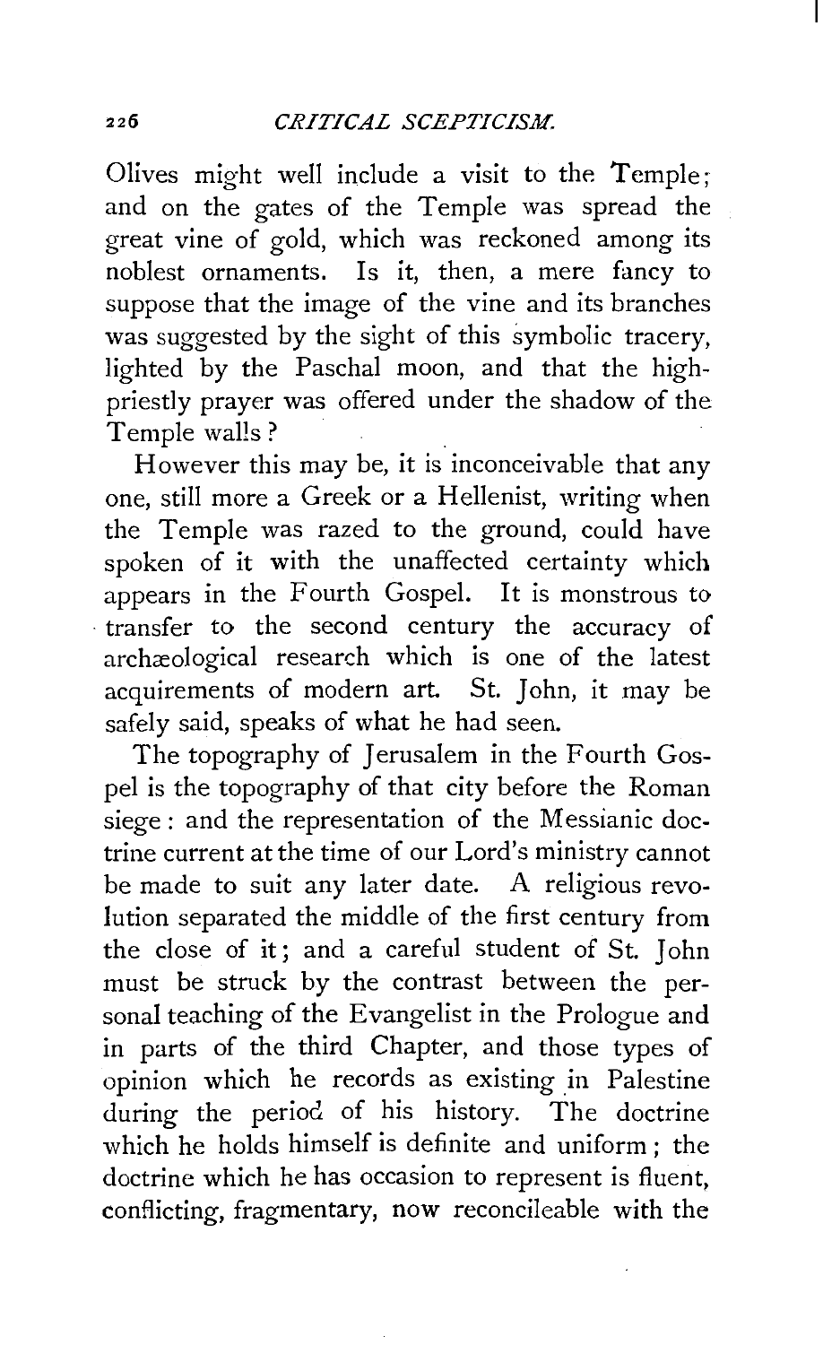Olives might well include a visit to the Temple; and on the gates of the Temple was spread the great vine of gold, which was reckoned among its noblest ornaments. Is it, then, a mere fancy to suppose that the image of the vine and its branches was suggested by the sight of this symbolic tracery, lighted by the Paschal moon, and that the high-priestly prayer was offered under the shadow of the Temple walls?

However this may be, it is inconceivable that any one, still more a Greek or a Hellenist, writing when the Temple was razed to the ground, could have spoken of it with the unaffected certainty which appears in the Fourth Gospel. It is monstrous to transfer to the second century the accuracy of archæological research which is one of the latest acquirements of modern art. St. John, it may be safely said, speaks of what he had seen.

The topography of Jerusalem in the Fourth Gospel is the topography of that city before the Roman siege: and the representation of the Messianic doctrine current at the time of our Lord's ministry cannot be made to suit any later date. A religious revolution separated the middle of the first century from the close of it; and a careful student of St. John must be struck by the contrast between the personal teaching of the Evangelist in the Prologue and in parts of the third Chapter, and those types of opinion which he records as existing in Palestine during the period of his history. The doctrine which he holds himself is definite and uniform; the doctrine which he has occasion to represent is fluent, conflicting, fragmentary, now reconcileable with the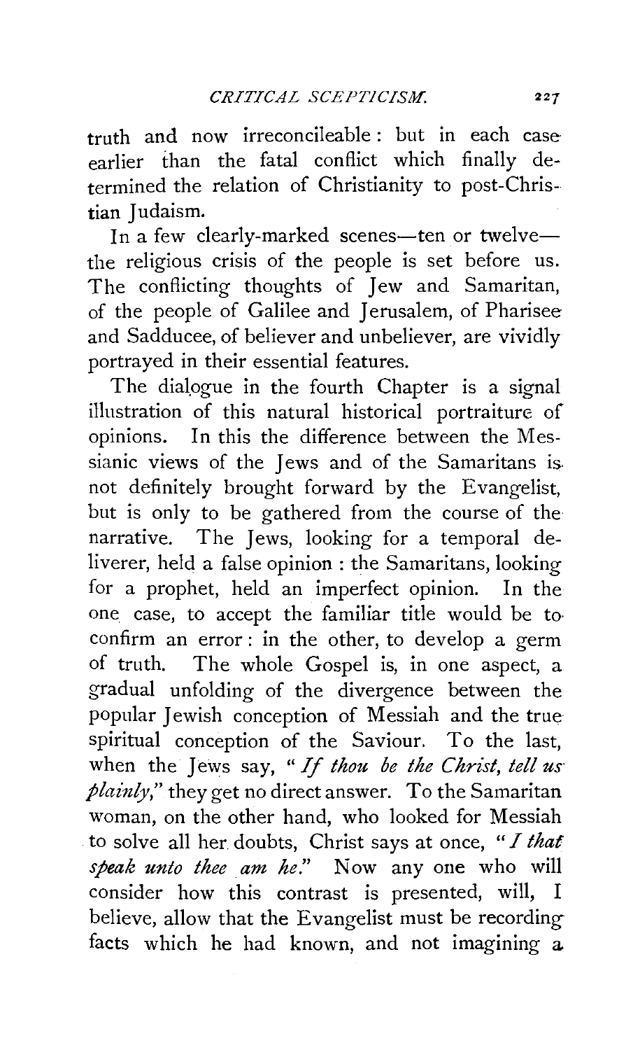truth and now irreconcileable: but in each case earlier than the fatal conflict which finally determined the relation of Christianity to post-Christian Judaism.

In a few clearly-marked scenes—ten or twelve—the religious crisis of the people is set before us. The conflicting thoughts of Jew and Samaritan, of the people of Galilee and Jerusalem, of Pharisee and Sadducee, of believer and unbeliever, are vividly portrayed in their essential features.

The dialogue in the fourth Chapter is a signal illustration of this natural historical portraiture of opinions. In this the difference between the Messianic views of the Jews and of the Samaritans is not definitely brought forward by the Evangelist, but is only to be gathered from the course of the narrative. The Jews, looking for a temporal deliverer, held a false opinion: the Samaritans, looking for a prophet, held an imperfect opinion. In the one case, to accept the familiar title would be to confirm an error: in the other, to develop a germ of truth. The whole Gospel is, in one aspect, a gradual unfolding of the divergence between the popular Jewish conception of Messiah and the true spiritual conception of the Saviour. To the last, when the Jews say, "*If thou be the Christ, tell us plainly*," they get no direct answer. To the Samaritan woman, on the other hand, who looked for Messiah to solve all her doubts, Christ says at once, "*I that speak unto thee am he.*" Now any one who will consider how this contrast is presented, will, I believe, allow that the Evangelist must be recording facts which he had known, and not imagining a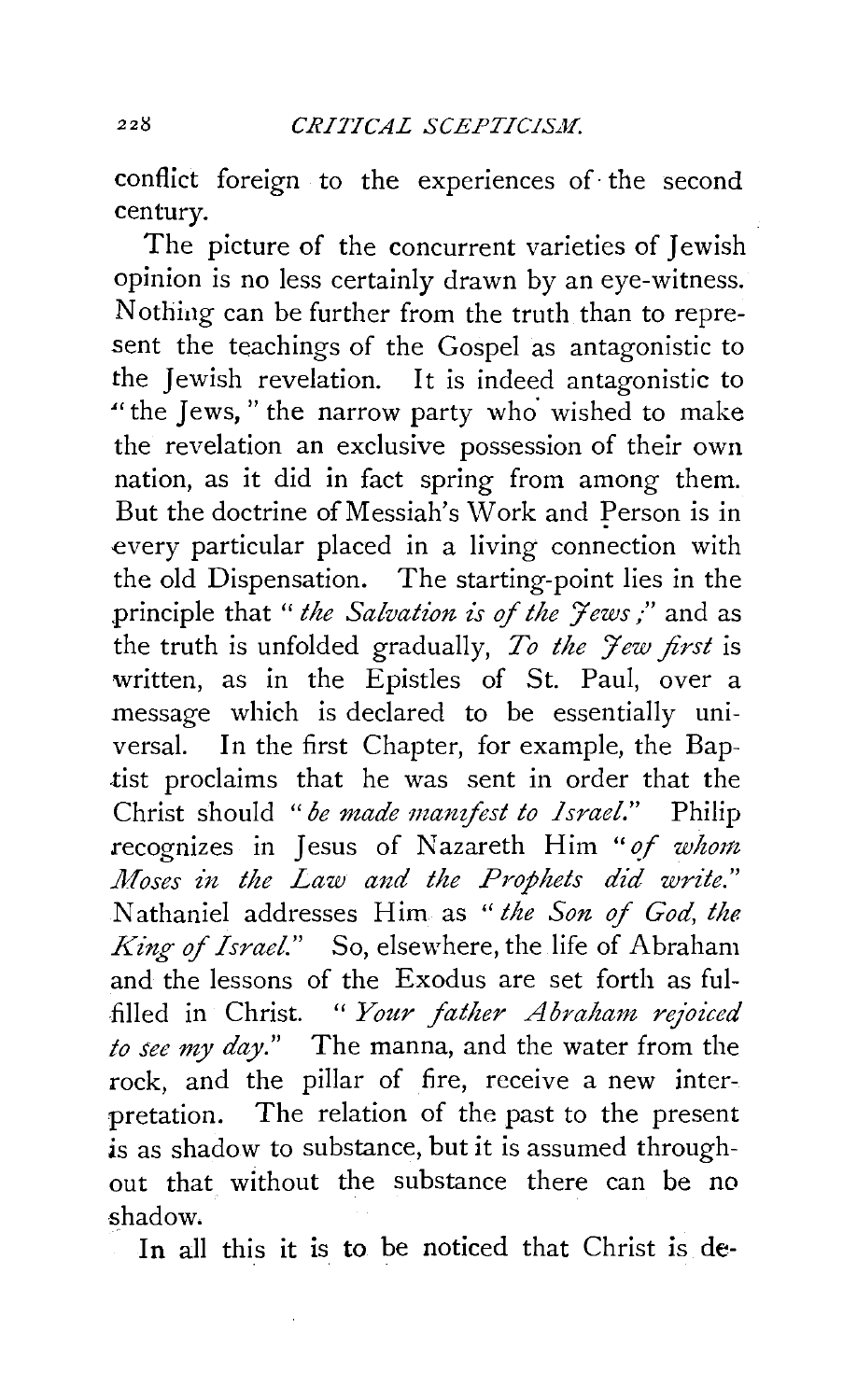conflict foreign to the experiences of the second century.

The picture of the concurrent varieties of Jewish opinion is no less certainly drawn by an eye-witness. Nothing can be further from the truth than to represent the teachings of the Gospel as antagonistic to the Jewish revelation. It is indeed antagonistic to "the Jews," the narrow party who wished to make the revelation an exclusive possession of their own nation, as it did in fact spring from among them. But the doctrine of Messiah's Work and Person is in every particular placed in a living connection with the old Dispensation. The starting-point lies in the principle that "*the Salvation is of the Jews*;" and as the truth is unfolded gradually, *To the Jew first* is written, as in the Epistles of St. Paul, over a message which is declared to be essentially universal. In the first Chapter, for example, the Baptist proclaims that he was sent in order that the Christ should "*be made manifest to Israel.*" Philip recognizes in Jesus of Nazareth Him "*of whom Moses in the Law and the Prophets did write.*" Nathaniel addresses Him as "*the Son of God, the King of Israel.*" So, elsewhere, the life of Abraham and the lessons of the Exodus are set forth as fulfilled in Christ. "*Your father Abraham rejoiced to see my day.*" The manna, and the water from the rock, and the pillar of fire, receive a new interpretation. The relation of the past to the present is as shadow to substance, but it is assumed throughout that without the substance there can be no shadow.

In all this it is to be noticed that Christ is de-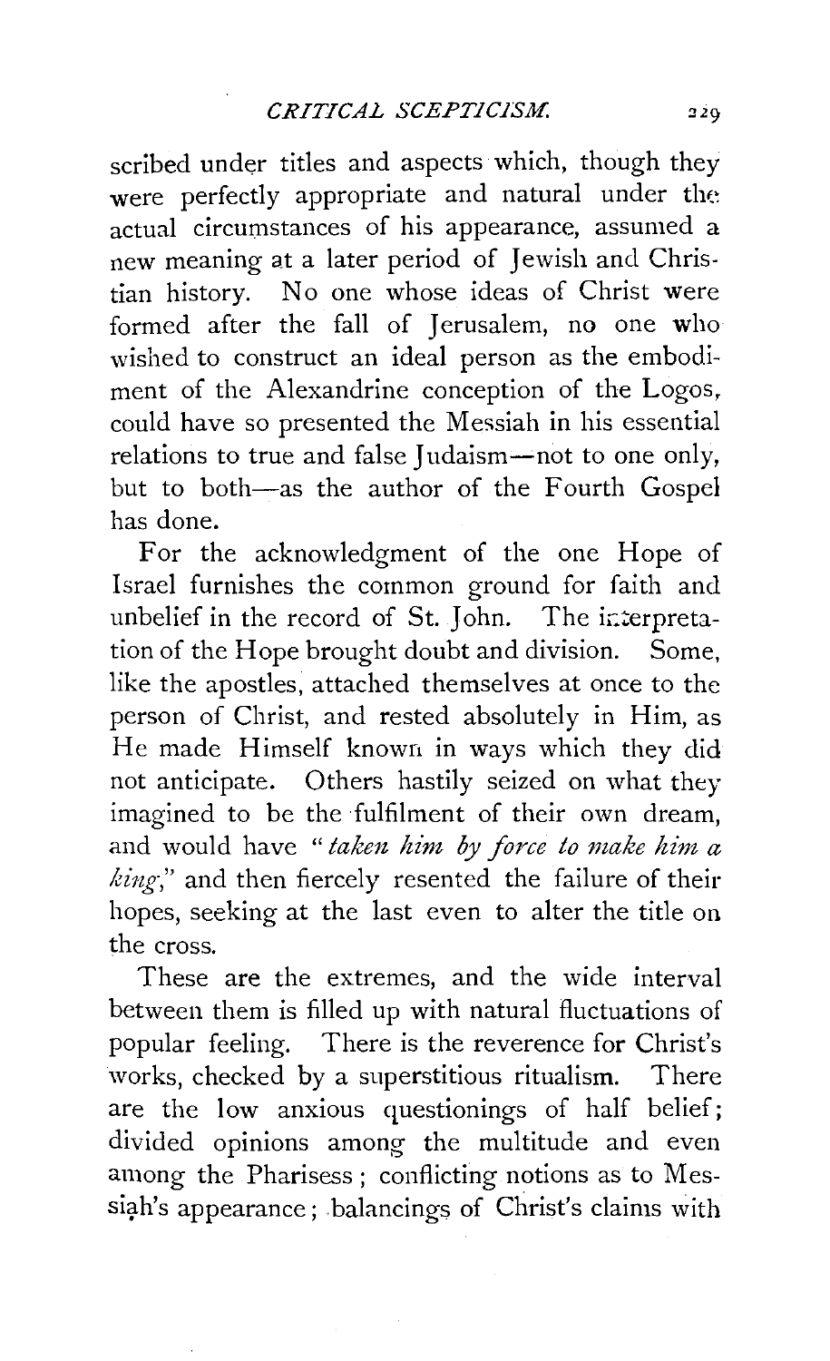scribed under titles and aspects which, though they were perfectly appropriate and natural under the actual circumstances of his appearance, assumed a new meaning at a later period of Jewish and Christian history. No one whose ideas of Christ were formed after the fall of Jerusalem, no one who wished to construct an ideal person as the embodiment of the Alexandrine conception of the Logos, could have so presented the Messiah in his essential relations to true and false Judaism—not to one only, but to both—as the author of the Fourth Gospel has done.

For the acknowledgment of the one Hope of Israel furnishes the common ground for faith and unbelief in the record of St. John. The interpretation of the Hope brought doubt and division. Some, like the apostles, attached themselves at once to the person of Christ, and rested absolutely in Him, as He made Himself known in ways which they did not anticipate. Others hastily seized on what they imagined to be the fulfilment of their own dream, and would have "*taken him by force to make him a king*," and then fiercely resented the failure of their hopes, seeking at the last even to alter the title on the cross.

These are the extremes, and the wide interval between them is filled up with natural fluctuations of popular feeling. There is the reverence for Christ's works, checked by a superstitious ritualism. There are the low anxious questionings of half belief; divided opinions among the multitude and even among the Pharisess; conflicting notions as to Messiah's appearance; balancings of Christ's claims with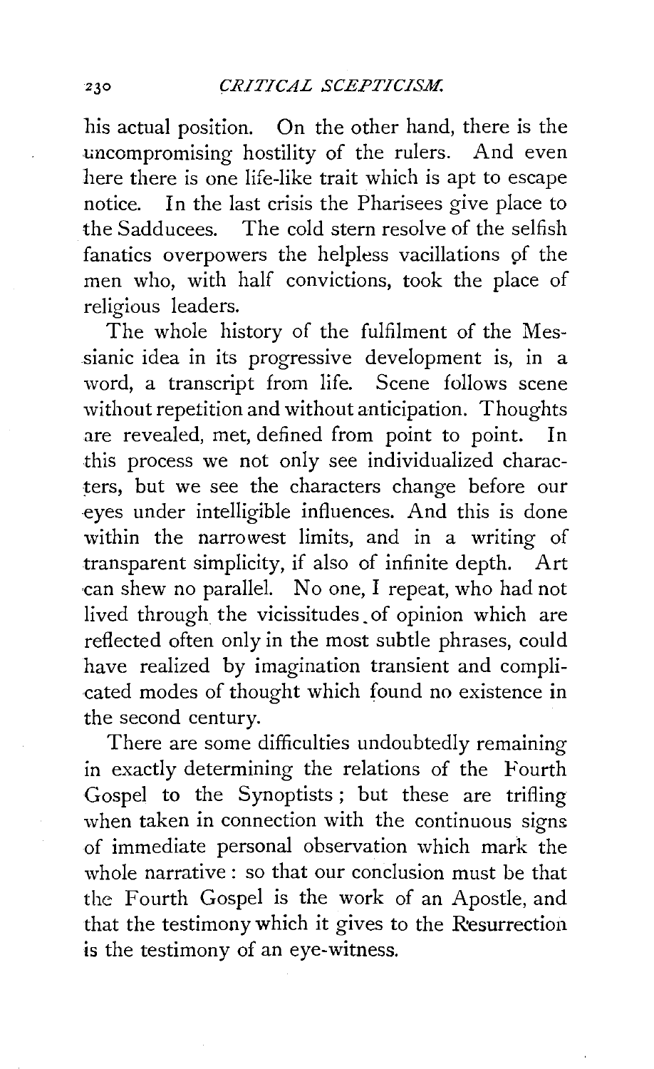his actual position. On the other hand, there is the uncompromising hostility of the rulers. And even here there is one life-like trait which is apt to escape notice. In the last crisis the Pharisees give place to the Sadducees. The cold stern resolve of the selfish fanatics overpowers the helpless vacillations of the men who, with half convictions, took the place of religious leaders.

The whole history of the fulfilment of the Messianic idea in its progressive development is, in a word, a transcript from life. Scene follows scene without repetition and without anticipation. Thoughts are revealed, met, defined from point to point. In this process we not only see individualized characters, but we see the characters change before our eyes under intelligible influences. And this is done within the narrowest limits, and in a writing of transparent simplicity, if also of infinite depth. Art can shew no parallel. No one, I repeat, who had not lived through the vicissitudes of opinion which are reflected often only in the most subtle phrases, could have realized by imagination transient and complicated modes of thought which found no existence in the second century.

There are some difficulties undoubtedly remaining in exactly determining the relations of the Fourth Gospel to the Synoptists; but these are trifling when taken in connection with the continuous signs of immediate personal observation which mark the whole narrative: so that our conclusion must be that the Fourth Gospel is the work of an Apostle, and that the testimony which it gives to the Resurrection is the testimony of an eye-witness.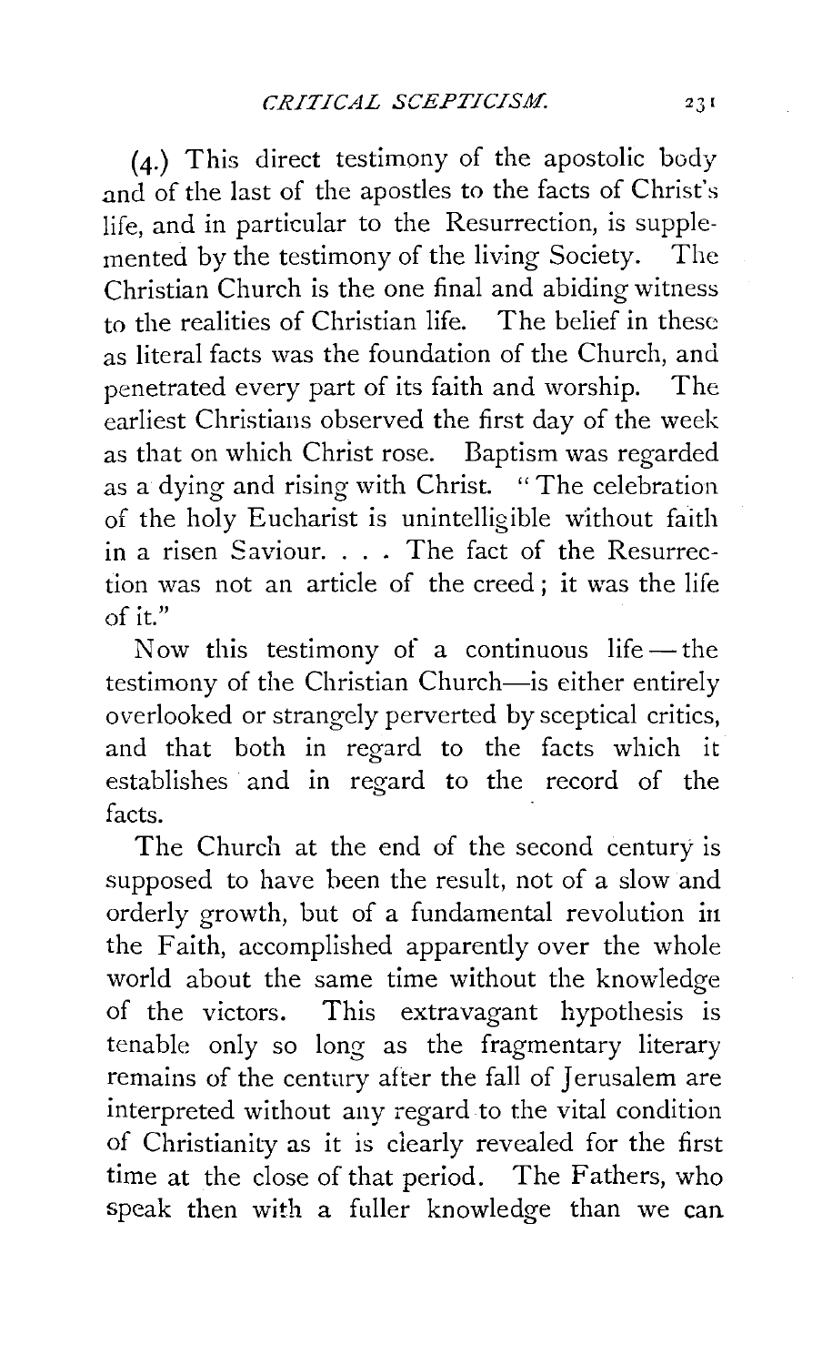(4.) This direct testimony of the apostolic body and of the last of the apostles to the facts of Christ's life, and in particular to the Resurrection, is supplemented by the testimony of the living Society. The Christian Church is the one final and abiding witness to the realities of Christian life. The belief in these as literal facts was the foundation of the Church, and penetrated every part of its faith and worship. The earliest Christians observed the first day of the week as that on which Christ rose. Baptism was regarded as a dying and rising with Christ. "The celebration of the holy Eucharist is unintelligible without faith in a risen Saviour. . . . The fact of the Resurrection was not an article of the creed; it was the life of it."

Now this testimony of a continuous life — the testimony of the Christian Church—is either entirely overlooked or strangely perverted by sceptical critics, and that both in regard to the facts which it establishes and in regard to the record of the facts.

The Church at the end of the second century is supposed to have been the result, not of a slow and orderly growth, but of a fundamental revolution in the Faith, accomplished apparently over the whole world about the same time without the knowledge of the victors. This extravagant hypothesis is tenable only so long as the fragmentary literary remains of the century after the fall of Jerusalem are interpreted without any regard to the vital condition of Christianity as it is clearly revealed for the first time at the close of that period. The Fathers, who speak then with a fuller knowledge than we can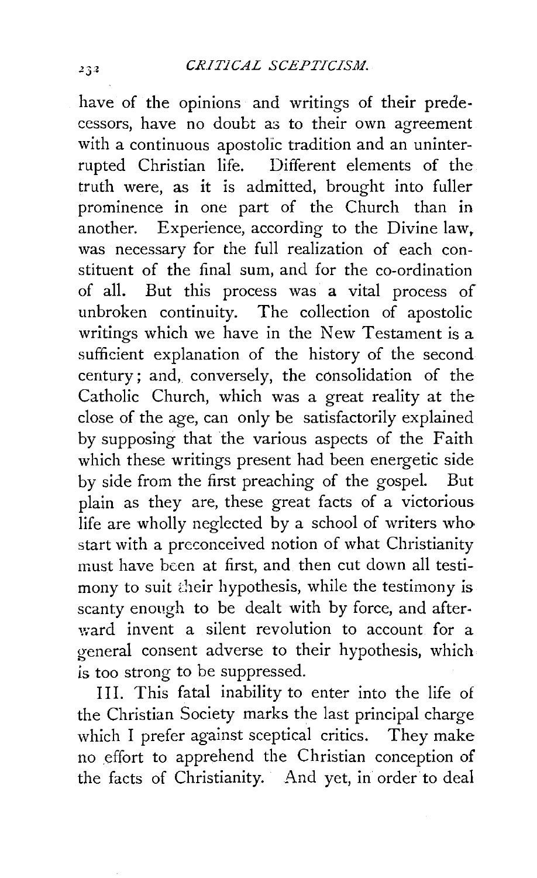have of the opinions and writings of their predecessors, have no doubt as to their own agreement with a continuous apostolic tradition and an uninterrupted Christian life. Different elements of the truth were, as it is admitted, brought into fuller prominence in one part of the Church than in another. Experience, according to the Divine law, was necessary for the full realization of each constituent of the final sum, and for the co-ordination of all. But this process was a vital process of unbroken continuity. The collection of apostolic writings which we have in the New Testament is a sufficient explanation of the history of the second century; and, conversely, the consolidation of the Catholic Church, which was a great reality at the close of the age, can only be satisfactorily explained by supposing that the various aspects of the Faith which these writings present had been energetic side by side from the first preaching of the gospel. But plain as they are, these great facts of a victorious life are wholly neglected by a school of writers who start with a preconceived notion of what Christianity must have been at first, and then cut down all testimony to suit their hypothesis, while the testimony is scanty enough to be dealt with by force, and afterward invent a silent revolution to account for a general consent adverse to their hypothesis, which is too strong to be suppressed.

III. This fatal inability to enter into the life of the Christian Society marks the last principal charge which I prefer against sceptical critics. They make no effort to apprehend the Christian conception of the facts of Christianity. And yet, in order to deal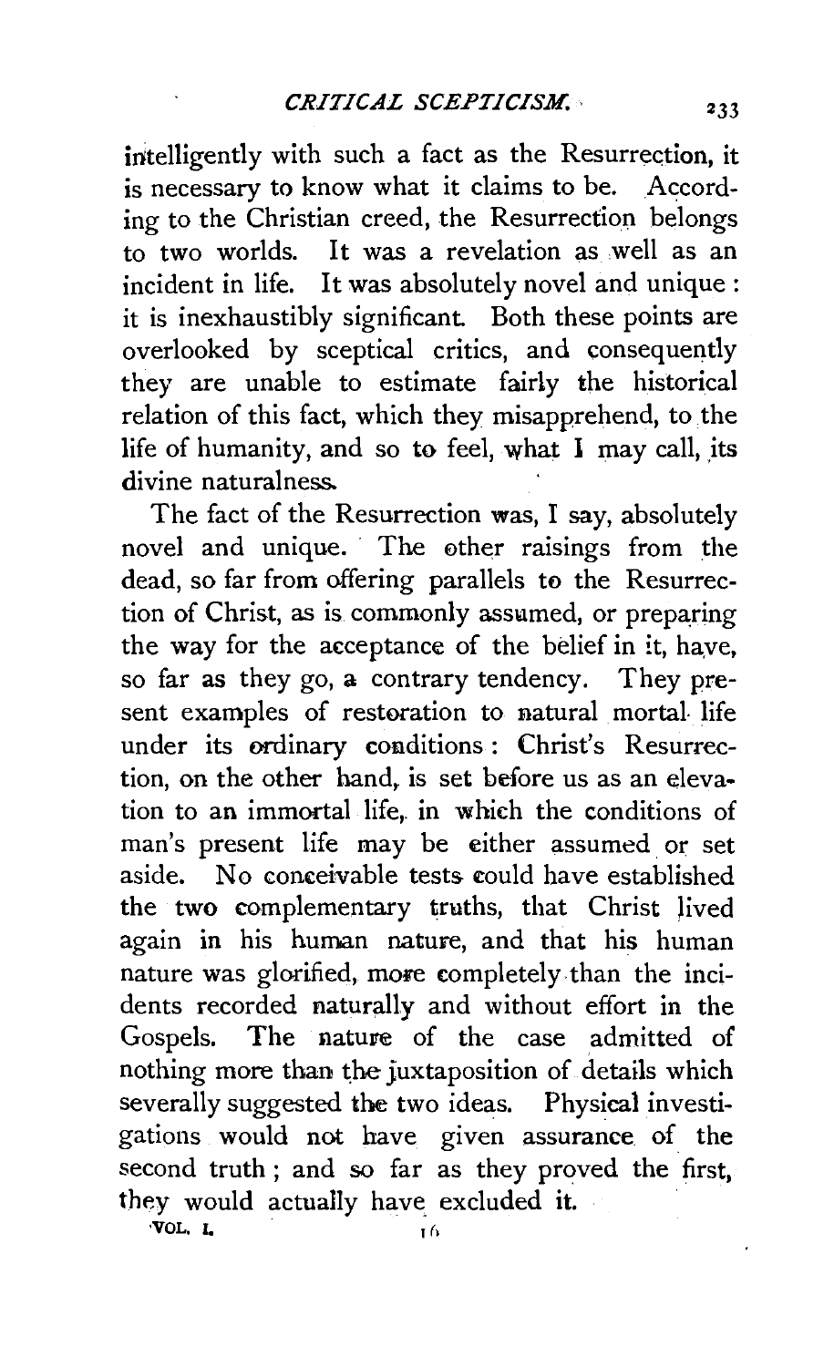intelligently with such a fact as the Resurrection, it is necessary to know what it claims to be. According to the Christian creed, the Resurrection belongs to two worlds. It was a revelation as well as an incident in life. It was absolutely novel and unique: it is inexhaustibly significant. Both these points are overlooked by sceptical critics, and consequently they are unable to estimate fairly the historical relation of this fact, which they misapprehend, to the life of humanity, and so to feel, what I may call, its divine naturalness.

The fact of the Resurrection was, I say, absolutely novel and unique. The other raisings from the dead, so far from offering parallels to the Resurrection of Christ, as is commonly assumed, or preparing the way for the acceptance of the belief in it, have, so far as they go, a contrary tendency. They present examples of restoration to natural mortal life under its ordinary conditions: Christ's Resurrection, on the other hand, is set before us as an elevation to an immortal life, in which the conditions of man's present life may be either assumed or set aside. No conceivable tests could have established the two complementary truths, that Christ lived again in his human nature, and that his human nature was glorified, more completely than the incidents recorded naturally and without effort in the Gospels. The nature of the case admitted of nothing more than the juxtaposition of details which severally suggested the two ideas. Physical investigations would not have given assurance of the second truth; and so far as they proved the first, they would actually have excluded it.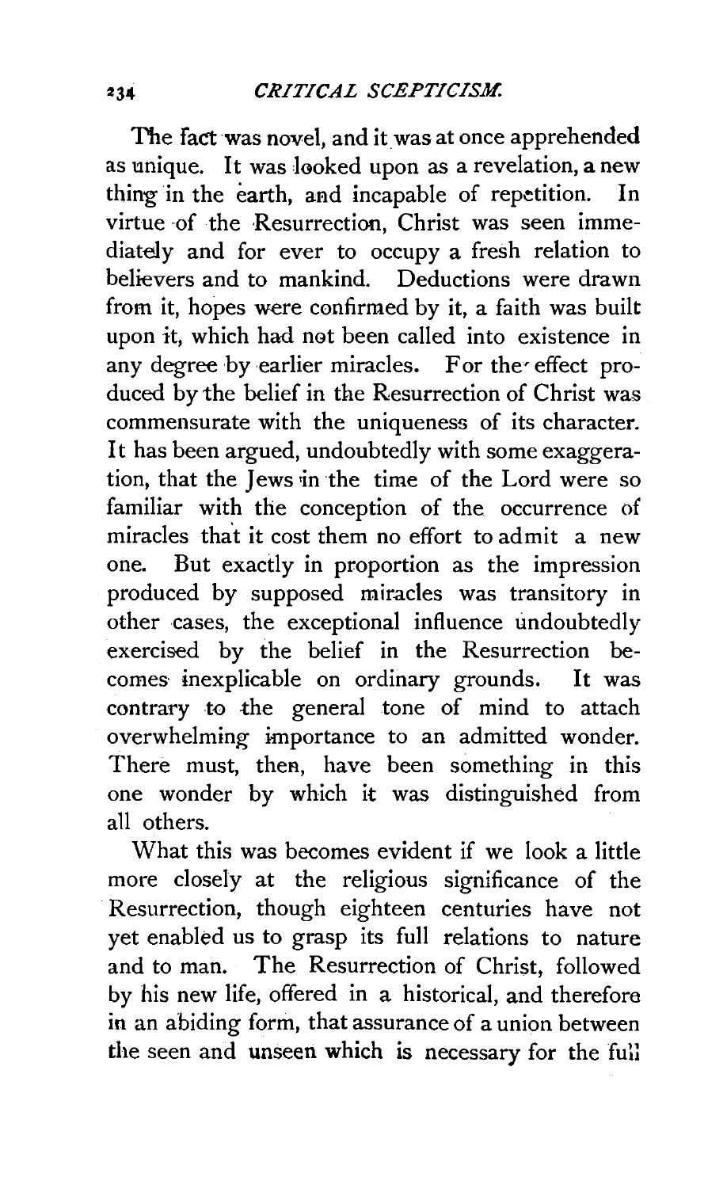The fact was novel, and it was at once apprehended as unique. It was looked upon as a revelation, a new thing in the earth, and incapable of repetition. In virtue of the Resurrection, Christ was seen immediately and for ever to occupy a fresh relation to believers and to mankind. Deductions were drawn from it, hopes were confirmed by it, a faith was built upon it, which had not been called into existence in any degree by earlier miracles. For the effect produced by the belief in the Resurrection of Christ was commensurate with the uniqueness of its character. It has been argued, undoubtedly with some exaggeration, that the Jews in the time of the Lord were so familiar with the conception of the occurrence of miracles that it cost them no effort to admit a new one. But exactly in proportion as the impression produced by supposed miracles was transitory in other cases, the exceptional influence undoubtedly exercised by the belief in the Resurrection becomes inexplicable on ordinary grounds. It was contrary to the general tone of mind to attach overwhelming importance to an admitted wonder. There must, then, have been something in this one wonder by which it was distinguished from all others.

What this was becomes evident if we look a little more closely at the religious significance of the Resurrection, though eighteen centuries have not yet enabled us to grasp its full relations to nature and to man. The Resurrection of Christ, followed by his new life, offered in a historical, and therefore in an abiding form, that assurance of a union between the seen and unseen which is necessary for the full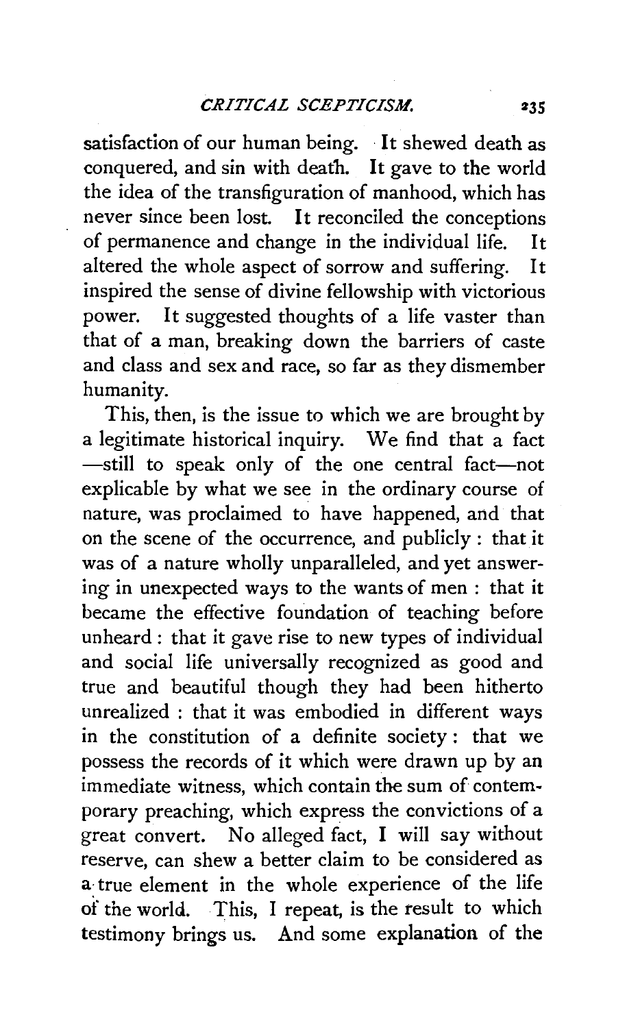satisfaction of our human being. It shewed death as conquered, and sin with death. It gave to the world the idea of the transfiguration of manhood, which has never since been lost. It reconciled the conceptions of permanence and change in the individual life. It altered the whole aspect of sorrow and suffering. It inspired the sense of divine fellowship with victorious power. It suggested thoughts of a life vaster than that of a man, breaking down the barriers of caste and class and sex and race, so far as they dismember humanity.

This, then, is the issue to which we are brought by a legitimate historical inquiry. We find that a fact —still to speak only of the one central fact—not explicable by what we see in the ordinary course of nature, was proclaimed to have happened, and that on the scene of the occurrence, and publicly : that it was of a nature wholly unparalleled, and yet answering in unexpected ways to the wants of men : that it became the effective foundation of teaching before unheard : that it gave rise to new types of individual and social life universally recognized as good and true and beautiful though they had been hitherto unrealized : that it was embodied in different ways in the constitution of a definite society : that we possess the records of it which were drawn up by an immediate witness, which contain the sum of contemporary preaching, which express the convictions of a great convert. No alleged fact, I will say without reserve, can shew a better claim to be considered as a true element in the whole experience of the life of the world. This, I repeat, is the result to which testimony brings us. And some explanation of the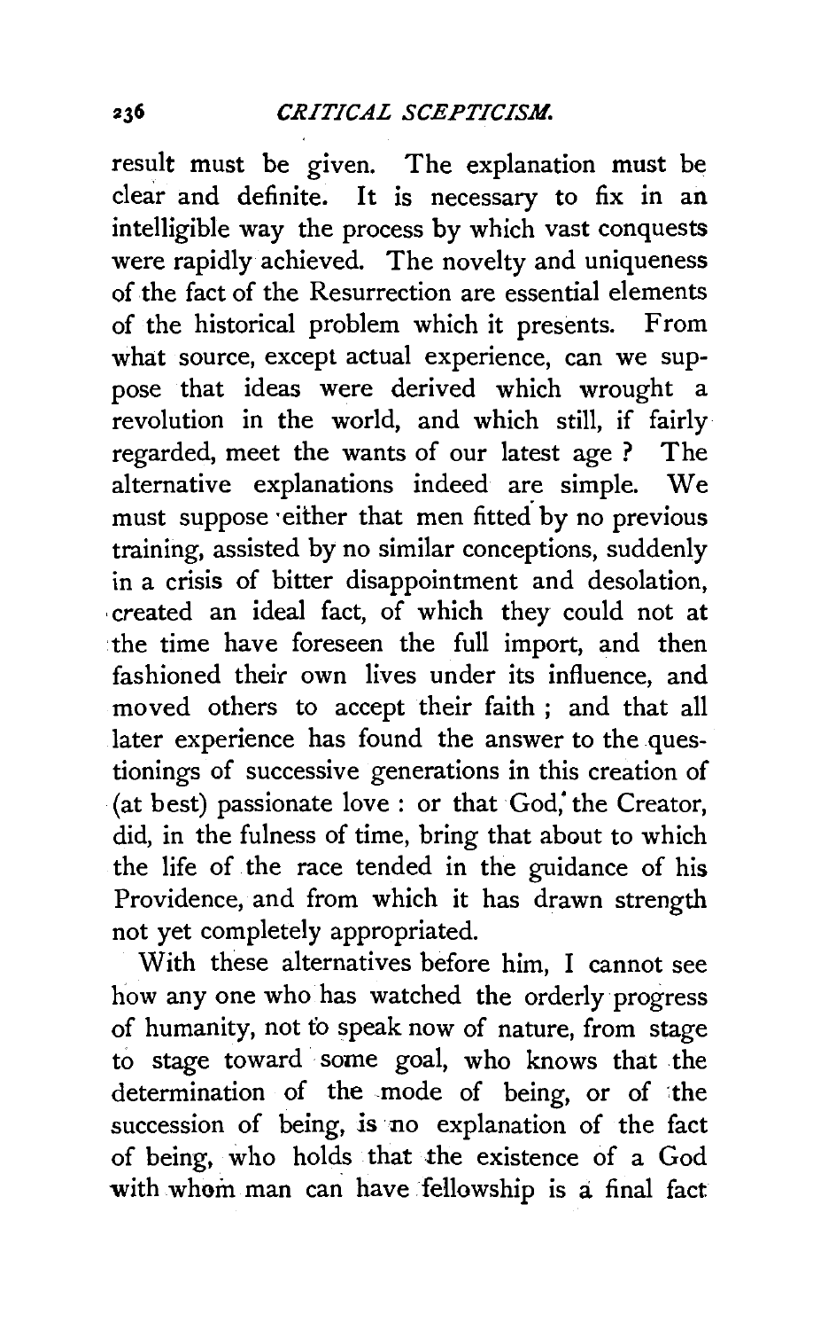result must be given. The explanation must be clear and definite. It is necessary to fix in an intelligible way the process by which vast conquests were rapidly achieved. The novelty and uniqueness of the fact of the Resurrection are essential elements of the historical problem which it presents. From what source, except actual experience, can we suppose that ideas were derived which wrought a revolution in the world, and which still, if fairly regarded, meet the wants of our latest age? The alternative explanations indeed are simple. We must suppose either that men fitted by no previous training, assisted by no similar conceptions, suddenly in a crisis of bitter disappointment and desolation, created an ideal fact, of which they could not at the time have foreseen the full import, and then fashioned their own lives under its influence, and moved others to accept their faith; and that all later experience has found the answer to the questionings of successive generations in this creation of (at best) passionate love: or that God, the Creator, did, in the fulness of time, bring that about to which the life of the race tended in the guidance of his Providence, and from which it has drawn strength not yet completely appropriated.

With these alternatives before him, I cannot see how any one who has watched the orderly progress of humanity, not to speak now of nature, from stage to stage toward some goal, who knows that the determination of the mode of being, or of the succession of being, is no explanation of the fact of being, who holds that the existence of a God with whom man can have fellowship is a final fact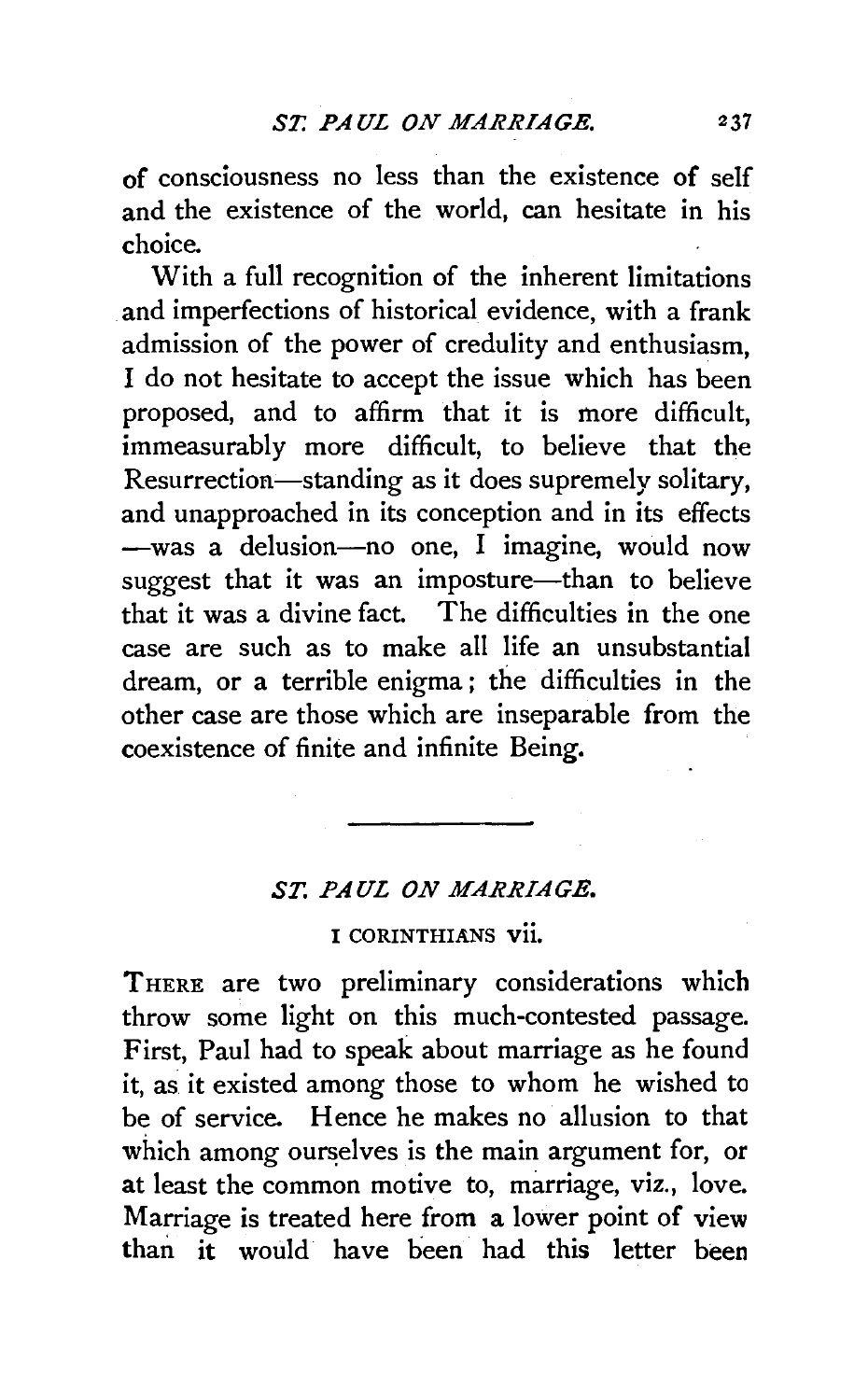of consciousness no less than the existence of self and the existence of the world, can hesitate in his choice.

With a full recognition of the inherent limitations and imperfections of historical evidence, with a frank admission of the power of credulity and enthusiasm, I do not hesitate to accept the issue which has been proposed, and to affirm that it is more difficult, immeasurably more difficult, to believe that the Resurrection—standing as it does supremely solitary, and unapproached in its conception and in its effects—was a delusion—no one, I imagine, would now suggest that it was an imposture—than to believe that it was a divine fact. The difficulties in the one case are such as to make all life an unsubstantial dream, or a terrible enigma; the difficulties in the other case are those which are inseparable from the coexistence of finite and infinite Being.

---

## *ST. PAUL ON MARRIAGE.*

### I CORINTHIANS vii.

THERE are two preliminary considerations which throw some light on this much-contested passage. First, Paul had to speak about marriage as he found it, as it existed among those to whom he wished to be of service. Hence he makes no allusion to that which among ourselves is the main argument for, or at least the common motive to, marriage, viz., love. Marriage is treated here from a lower point of view than it would have been had this letter been